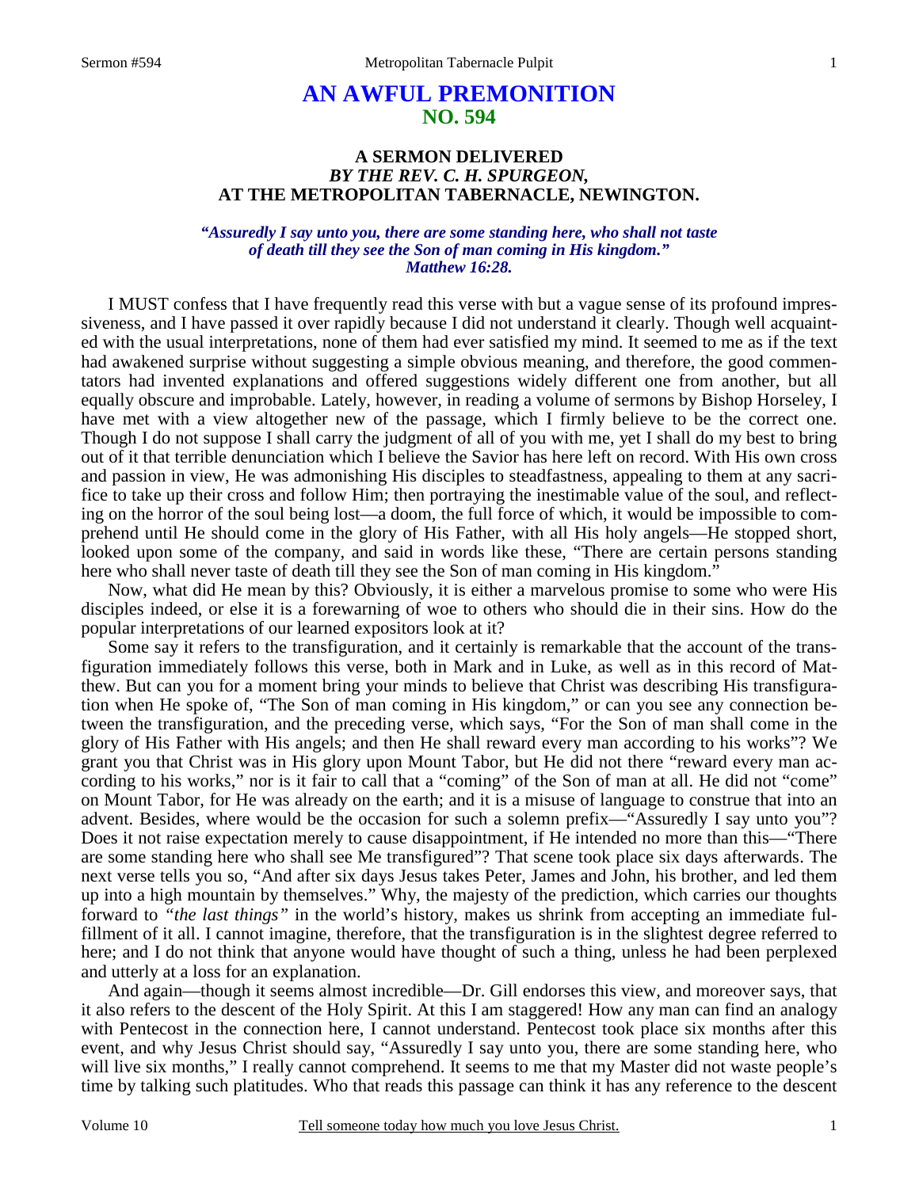# AN AWFUL PREMONITION
## NO. 594

### A SERMON DELIVERED
### *BY THE REV. C. H. SPURGEON,*
### AT THE METROPOLITAN TABERNACLE, NEWINGTON.

*"Assuredly I say unto you, there are some standing here, who shall not taste of death till they see the Son of man coming in His kingdom." Matthew 16:28.*

I MUST confess that I have frequently read this verse with but a vague sense of its profound impressiveness, and I have passed it over rapidly because I did not understand it clearly. Though well acquainted with the usual interpretations, none of them had ever satisfied my mind. It seemed to me as if the text had awakened surprise without suggesting a simple obvious meaning, and therefore, the good commentators had invented explanations and offered suggestions widely different one from another, but all equally obscure and improbable. Lately, however, in reading a volume of sermons by Bishop Horseley, I have met with a view altogether new of the passage, which I firmly believe to be the correct one. Though I do not suppose I shall carry the judgment of all of you with me, yet I shall do my best to bring out of it that terrible denunciation which I believe the Savior has here left on record. With His own cross and passion in view, He was admonishing His disciples to steadfastness, appealing to them at any sacrifice to take up their cross and follow Him; then portraying the inestimable value of the soul, and reflecting on the horror of the soul being lost—a doom, the full force of which, it would be impossible to comprehend until He should come in the glory of His Father, with all His holy angels—He stopped short, looked upon some of the company, and said in words like these, "There are certain persons standing here who shall never taste of death till they see the Son of man coming in His kingdom."

Now, what did He mean by this? Obviously, it is either a marvelous promise to some who were His disciples indeed, or else it is a forewarning of woe to others who should die in their sins. How do the popular interpretations of our learned expositors look at it?

Some say it refers to the transfiguration, and it certainly is remarkable that the account of the transfiguration immediately follows this verse, both in Mark and in Luke, as well as in this record of Matthew. But can you for a moment bring your minds to believe that Christ was describing His transfiguration when He spoke of, "The Son of man coming in His kingdom," or can you see any connection between the transfiguration, and the preceding verse, which says, "For the Son of man shall come in the glory of His Father with His angels; and then He shall reward every man according to his works"? We grant you that Christ was in His glory upon Mount Tabor, but He did not there "reward every man according to his works," nor is it fair to call that a "coming" of the Son of man at all. He did not "come" on Mount Tabor, for He was already on the earth; and it is a misuse of language to construe that into an advent. Besides, where would be the occasion for such a solemn prefix—"Assuredly I say unto you"? Does it not raise expectation merely to cause disappointment, if He intended no more than this—"There are some standing here who shall see Me transfigured"? That scene took place six days afterwards. The next verse tells you so, "And after six days Jesus takes Peter, James and John, his brother, and led them up into a high mountain by themselves." Why, the majesty of the prediction, which carries our thoughts forward to *"the last things"* in the world's history, makes us shrink from accepting an immediate fulfillment of it all. I cannot imagine, therefore, that the transfiguration is in the slightest degree referred to here; and I do not think that anyone would have thought of such a thing, unless he had been perplexed and utterly at a loss for an explanation.

And again—though it seems almost incredible—Dr. Gill endorses this view, and moreover says, that it also refers to the descent of the Holy Spirit. At this I am staggered! How any man can find an analogy with Pentecost in the connection here, I cannot understand. Pentecost took place six months after this event, and why Jesus Christ should say, "Assuredly I say unto you, there are some standing here, who will live six months," I really cannot comprehend. It seems to me that my Master did not waste people's time by talking such platitudes. Who that reads this passage can think it has any reference to the descent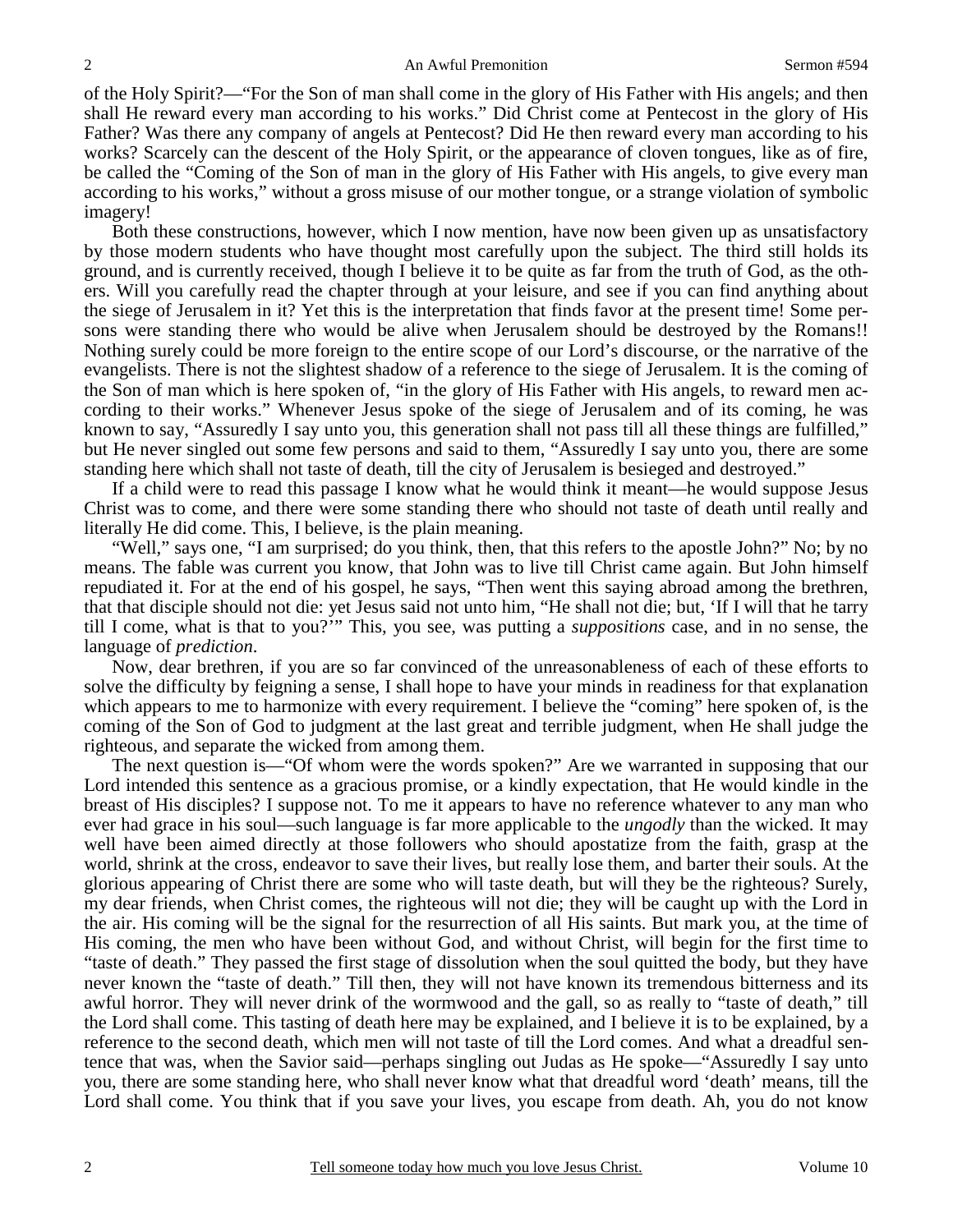of the Holy Spirit?—"For the Son of man shall come in the glory of His Father with His angels; and then shall He reward every man according to his works." Did Christ come at Pentecost in the glory of His Father? Was there any company of angels at Pentecost? Did He then reward every man according to his works? Scarcely can the descent of the Holy Spirit, or the appearance of cloven tongues, like as of fire, be called the "Coming of the Son of man in the glory of His Father with His angels, to give every man according to his works," without a gross misuse of our mother tongue, or a strange violation of symbolic imagery!

Both these constructions, however, which I now mention, have now been given up as unsatisfactory by those modern students who have thought most carefully upon the subject. The third still holds its ground, and is currently received, though I believe it to be quite as far from the truth of God, as the others. Will you carefully read the chapter through at your leisure, and see if you can find anything about the siege of Jerusalem in it? Yet this is the interpretation that finds favor at the present time! Some persons were standing there who would be alive when Jerusalem should be destroyed by the Romans!! Nothing surely could be more foreign to the entire scope of our Lord's discourse, or the narrative of the evangelists. There is not the slightest shadow of a reference to the siege of Jerusalem. It is the coming of the Son of man which is here spoken of, "in the glory of His Father with His angels, to reward men according to their works." Whenever Jesus spoke of the siege of Jerusalem and of its coming, he was known to say, "Assuredly I say unto you, this generation shall not pass till all these things are fulfilled," but He never singled out some few persons and said to them, "Assuredly I say unto you, there are some standing here which shall not taste of death, till the city of Jerusalem is besieged and destroyed."

If a child were to read this passage I know what he would think it meant—he would suppose Jesus Christ was to come, and there were some standing there who should not taste of death until really and literally He did come. This, I believe, is the plain meaning.

"Well," says one, "I am surprised; do you think, then, that this refers to the apostle John?" No; by no means. The fable was current you know, that John was to live till Christ came again. But John himself repudiated it. For at the end of his gospel, he says, "Then went this saying abroad among the brethren, that that disciple should not die: yet Jesus said not unto him, "He shall not die; but, 'If I will that he tarry till I come, what is that to you?'" This, you see, was putting a *suppositions* case, and in no sense, the language of *prediction*.

Now, dear brethren, if you are so far convinced of the unreasonableness of each of these efforts to solve the difficulty by feigning a sense, I shall hope to have your minds in readiness for that explanation which appears to me to harmonize with every requirement. I believe the "coming" here spoken of, is the coming of the Son of God to judgment at the last great and terrible judgment, when He shall judge the righteous, and separate the wicked from among them.

The next question is—"Of whom were the words spoken?" Are we warranted in supposing that our Lord intended this sentence as a gracious promise, or a kindly expectation, that He would kindle in the breast of His disciples? I suppose not. To me it appears to have no reference whatever to any man who ever had grace in his soul—such language is far more applicable to the *ungodly* than the wicked. It may well have been aimed directly at those followers who should apostatize from the faith, grasp at the world, shrink at the cross, endeavor to save their lives, but really lose them, and barter their souls. At the glorious appearing of Christ there are some who will taste death, but will they be the righteous? Surely, my dear friends, when Christ comes, the righteous will not die; they will be caught up with the Lord in the air. His coming will be the signal for the resurrection of all His saints. But mark you, at the time of His coming, the men who have been without God, and without Christ, will begin for the first time to "taste of death." They passed the first stage of dissolution when the soul quitted the body, but they have never known the "taste of death." Till then, they will not have known its tremendous bitterness and its awful horror. They will never drink of the wormwood and the gall, so as really to "taste of death," till the Lord shall come. This tasting of death here may be explained, and I believe it is to be explained, by a reference to the second death, which men will not taste of till the Lord comes. And what a dreadful sentence that was, when the Savior said—perhaps singling out Judas as He spoke—"Assuredly I say unto you, there are some standing here, who shall never know what that dreadful word 'death' means, till the Lord shall come. You think that if you save your lives, you escape from death. Ah, you do not know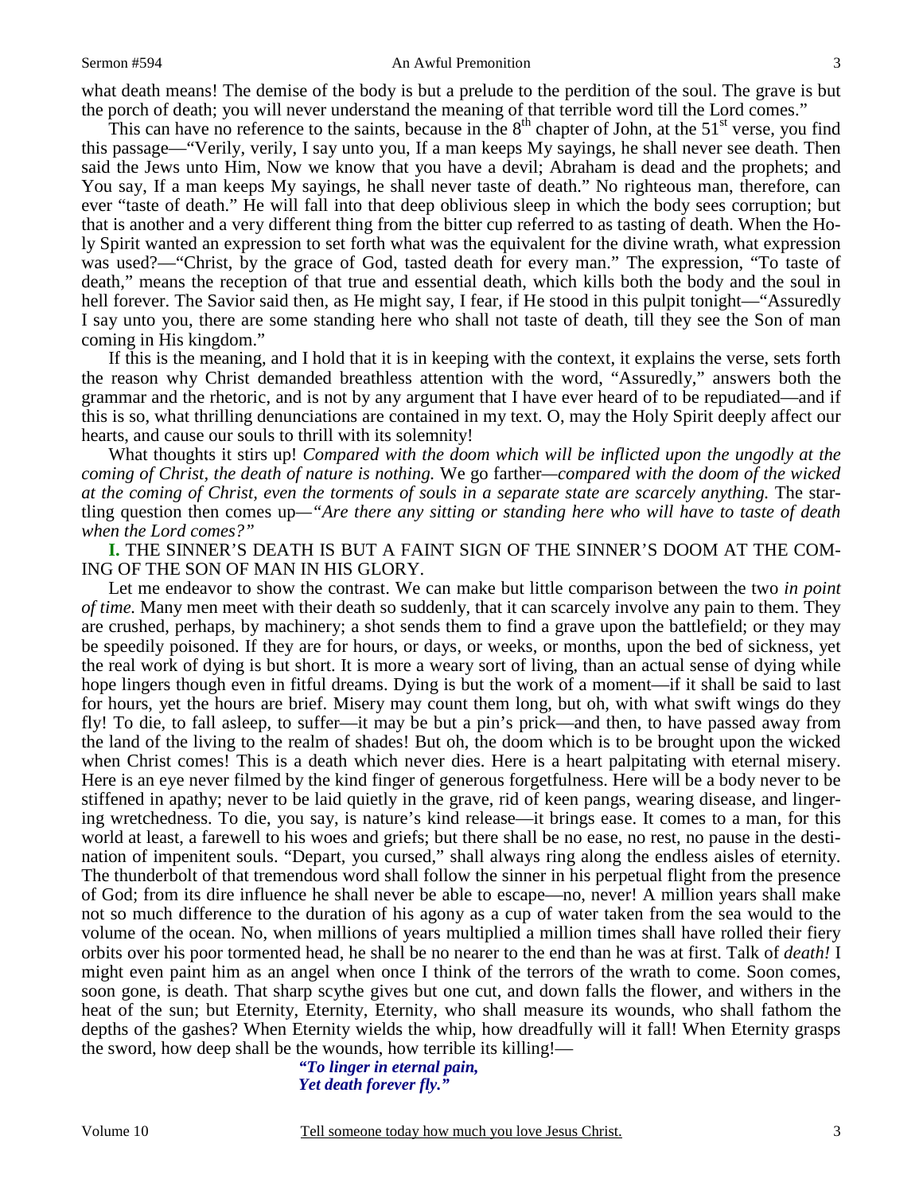what death means! The demise of the body is but a prelude to the perdition of the soul. The grave is but the porch of death; you will never understand the meaning of that terrible word till the Lord comes."

This can have no reference to the saints, because in the 8th chapter of John, at the 51st verse, you find this passage—"Verily, verily, I say unto you, If a man keeps My sayings, he shall never see death. Then said the Jews unto Him, Now we know that you have a devil; Abraham is dead and the prophets; and You say, If a man keeps My sayings, he shall never taste of death." No righteous man, therefore, can ever "taste of death." He will fall into that deep oblivious sleep in which the body sees corruption; but that is another and a very different thing from the bitter cup referred to as tasting of death. When the Holy Spirit wanted an expression to set forth what was the equivalent for the divine wrath, what expression was used?—"Christ, by the grace of God, tasted death for every man." The expression, "To taste of death," means the reception of that true and essential death, which kills both the body and the soul in hell forever. The Savior said then, as He might say, I fear, if He stood in this pulpit tonight—"Assuredly I say unto you, there are some standing here who shall not taste of death, till they see the Son of man coming in His kingdom."

If this is the meaning, and I hold that it is in keeping with the context, it explains the verse, sets forth the reason why Christ demanded breathless attention with the word, "Assuredly," answers both the grammar and the rhetoric, and is not by any argument that I have ever heard of to be repudiated—and if this is so, what thrilling denunciations are contained in my text. O, may the Holy Spirit deeply affect our hearts, and cause our souls to thrill with its solemnity!

What thoughts it stirs up! *Compared with the doom which will be inflicted upon the ungodly at the coming of Christ, the death of nature is nothing.* We go farther—*compared with the doom of the wicked at the coming of Christ, even the torments of souls in a separate state are scarcely anything.* The startling question then comes up—*"Are there any sitting or standing here who will have to taste of death when the Lord comes?"*

**I.** THE SINNER'S DEATH IS BUT A FAINT SIGN OF THE SINNER'S DOOM AT THE COMING OF THE SON OF MAN IN HIS GLORY.

Let me endeavor to show the contrast. We can make but little comparison between the two *in point of time.* Many men meet with their death so suddenly, that it can scarcely involve any pain to them. They are crushed, perhaps, by machinery; a shot sends them to find a grave upon the battlefield; or they may be speedily poisoned. If they are for hours, or days, or weeks, or months, upon the bed of sickness, yet the real work of dying is but short. It is more a weary sort of living, than an actual sense of dying while hope lingers though even in fitful dreams. Dying is but the work of a moment—if it shall be said to last for hours, yet the hours are brief. Misery may count them long, but oh, with what swift wings do they fly! To die, to fall asleep, to suffer—it may be but a pin's prick—and then, to have passed away from the land of the living to the realm of shades! But oh, the doom which is to be brought upon the wicked when Christ comes! This is a death which never dies. Here is a heart palpitating with eternal misery. Here is an eye never filmed by the kind finger of generous forgetfulness. Here will be a body never to be stiffened in apathy; never to be laid quietly in the grave, rid of keen pangs, wearing disease, and lingering wretchedness. To die, you say, is nature's kind release—it brings ease. It comes to a man, for this world at least, a farewell to his woes and griefs; but there shall be no ease, no rest, no pause in the destination of impenitent souls. "Depart, you cursed," shall always ring along the endless aisles of eternity. The thunderbolt of that tremendous word shall follow the sinner in his perpetual flight from the presence of God; from its dire influence he shall never be able to escape—no, never! A million years shall make not so much difference to the duration of his agony as a cup of water taken from the sea would to the volume of the ocean. No, when millions of years multiplied a million times shall have rolled their fiery orbits over his poor tormented head, he shall be no nearer to the end than he was at first. Talk of *death!* I might even paint him as an angel when once I think of the terrors of the wrath to come. Soon comes, soon gone, is death. That sharp scythe gives but one cut, and down falls the flower, and withers in the heat of the sun; but Eternity, Eternity, Eternity, who shall measure its wounds, who shall fathom the depths of the gashes? When Eternity wields the whip, how dreadfully will it fall! When Eternity grasps the sword, how deep shall be the wounds, how terrible its killing!—

> ***"To linger in eternal pain,***
> ***Yet death forever fly."***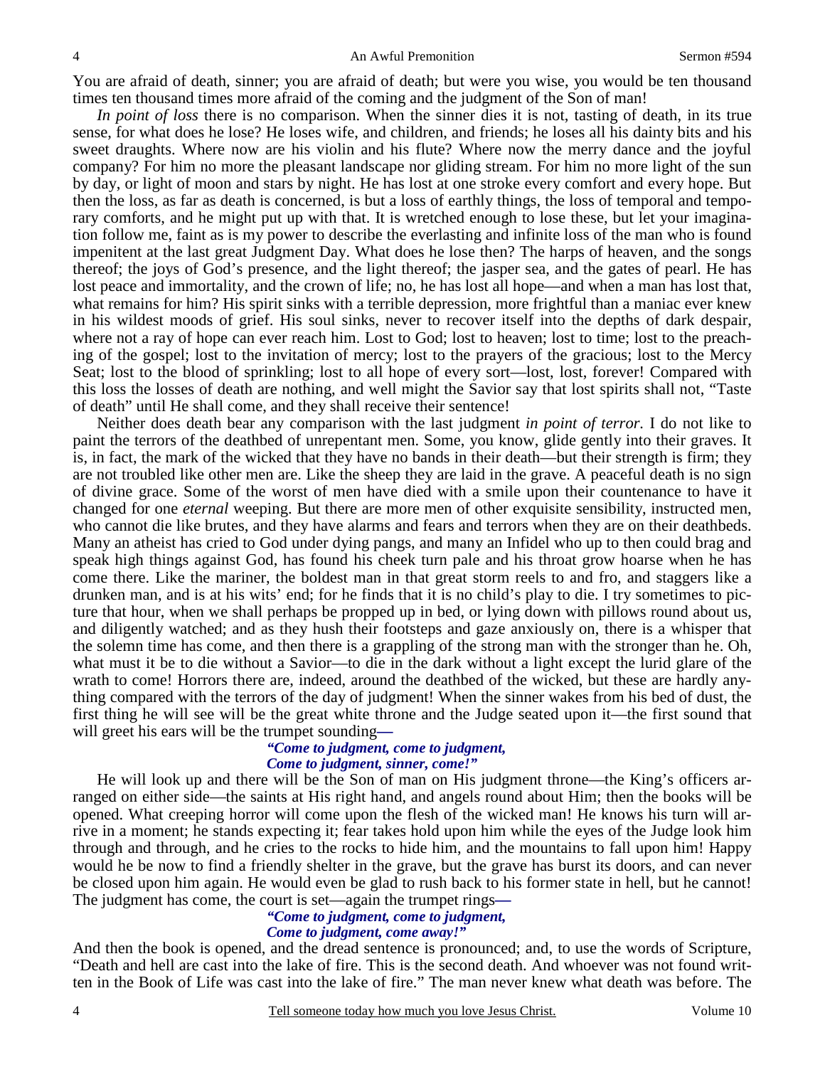You are afraid of death, sinner; you are afraid of death; but were you wise, you would be ten thousand times ten thousand times more afraid of the coming and the judgment of the Son of man!

*In point of loss* there is no comparison. When the sinner dies it is not, tasting of death, in its true sense, for what does he lose? He loses wife, and children, and friends; he loses all his dainty bits and his sweet draughts. Where now are his violin and his flute? Where now the merry dance and the joyful company? For him no more the pleasant landscape nor gliding stream. For him no more light of the sun by day, or light of moon and stars by night. He has lost at one stroke every comfort and every hope. But then the loss, as far as death is concerned, is but a loss of earthly things, the loss of temporal and temporary comforts, and he might put up with that. It is wretched enough to lose these, but let your imagination follow me, faint as is my power to describe the everlasting and infinite loss of the man who is found impenitent at the last great Judgment Day. What does he lose then? The harps of heaven, and the songs thereof; the joys of God's presence, and the light thereof; the jasper sea, and the gates of pearl. He has lost peace and immortality, and the crown of life; no, he has lost all hope—and when a man has lost that, what remains for him? His spirit sinks with a terrible depression, more frightful than a maniac ever knew in his wildest moods of grief. His soul sinks, never to recover itself into the depths of dark despair, where not a ray of hope can ever reach him. Lost to God; lost to heaven; lost to time; lost to the preaching of the gospel; lost to the invitation of mercy; lost to the prayers of the gracious; lost to the Mercy Seat; lost to the blood of sprinkling; lost to all hope of every sort—lost, lost, forever! Compared with this loss the losses of death are nothing, and well might the Savior say that lost spirits shall not, "Taste of death" until He shall come, and they shall receive their sentence!

Neither does death bear any comparison with the last judgment *in point of terror*. I do not like to paint the terrors of the deathbed of unrepentant men. Some, you know, glide gently into their graves. It is, in fact, the mark of the wicked that they have no bands in their death—but their strength is firm; they are not troubled like other men are. Like the sheep they are laid in the grave. A peaceful death is no sign of divine grace. Some of the worst of men have died with a smile upon their countenance to have it changed for one *eternal* weeping. But there are more men of other exquisite sensibility, instructed men, who cannot die like brutes, and they have alarms and fears and terrors when they are on their deathbeds. Many an atheist has cried to God under dying pangs, and many an Infidel who up to then could brag and speak high things against God, has found his cheek turn pale and his throat grow hoarse when he has come there. Like the mariner, the boldest man in that great storm reels to and fro, and staggers like a drunken man, and is at his wits' end; for he finds that it is no child's play to die. I try sometimes to picture that hour, when we shall perhaps be propped up in bed, or lying down with pillows round about us, and diligently watched; and as they hush their footsteps and gaze anxiously on, there is a whisper that the solemn time has come, and then there is a grappling of the strong man with the stronger than he. Oh, what must it be to die without a Savior—to die in the dark without a light except the lurid glare of the wrath to come! Horrors there are, indeed, around the deathbed of the wicked, but these are hardly anything compared with the terrors of the day of judgment! When the sinner wakes from his bed of dust, the first thing he will see will be the great white throne and the Judge seated upon it—the first sound that will greet his ears will be the trumpet sounding—

> ***"Come to judgment, come to judgment,***
> ***Come to judgment, sinner, come!"***

He will look up and there will be the Son of man on His judgment throne—the King's officers arranged on either side—the saints at His right hand, and angels round about Him; then the books will be opened. What creeping horror will come upon the flesh of the wicked man! He knows his turn will arrive in a moment; he stands expecting it; fear takes hold upon him while the eyes of the Judge look him through and through, and he cries to the rocks to hide him, and the mountains to fall upon him! Happy would he be now to find a friendly shelter in the grave, but the grave has burst its doors, and can never be closed upon him again. He would even be glad to rush back to his former state in hell, but he cannot! The judgment has come, the court is set—again the trumpet rings—

> ***"Come to judgment, come to judgment,***
> ***Come to judgment, come away!"***

And then the book is opened, and the dread sentence is pronounced; and, to use the words of Scripture, "Death and hell are cast into the lake of fire. This is the second death. And whoever was not found written in the Book of Life was cast into the lake of fire." The man never knew what death was before. The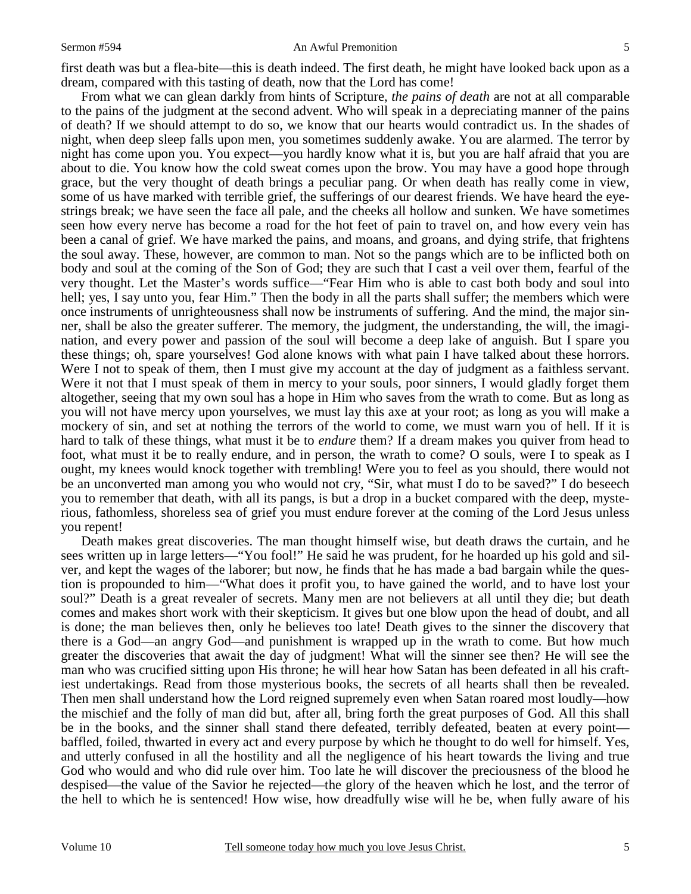first death was but a flea-bite—this is death indeed. The first death, he might have looked back upon as a dream, compared with this tasting of death, now that the Lord has come!

From what we can glean darkly from hints of Scripture, *the pains of death* are not at all comparable to the pains of the judgment at the second advent. Who will speak in a depreciating manner of the pains of death? If we should attempt to do so, we know that our hearts would contradict us. In the shades of night, when deep sleep falls upon men, you sometimes suddenly awake. You are alarmed. The terror by night has come upon you. You expect—you hardly know what it is, but you are half afraid that you are about to die. You know how the cold sweat comes upon the brow. You may have a good hope through grace, but the very thought of death brings a peculiar pang. Or when death has really come in view, some of us have marked with terrible grief, the sufferings of our dearest friends. We have heard the eye-strings break; we have seen the face all pale, and the cheeks all hollow and sunken. We have sometimes seen how every nerve has become a road for the hot feet of pain to travel on, and how every vein has been a canal of grief. We have marked the pains, and moans, and groans, and dying strife, that frightens the soul away. These, however, are common to man. Not so the pangs which are to be inflicted both on body and soul at the coming of the Son of God; they are such that I cast a veil over them, fearful of the very thought. Let the Master's words suffice—"Fear Him who is able to cast both body and soul into hell; yes, I say unto you, fear Him." Then the body in all the parts shall suffer; the members which were once instruments of unrighteousness shall now be instruments of suffering. And the mind, the major sinner, shall be also the greater sufferer. The memory, the judgment, the understanding, the will, the imagination, and every power and passion of the soul will become a deep lake of anguish. But I spare you these things; oh, spare yourselves! God alone knows with what pain I have talked about these horrors. Were I not to speak of them, then I must give my account at the day of judgment as a faithless servant. Were it not that I must speak of them in mercy to your souls, poor sinners, I would gladly forget them altogether, seeing that my own soul has a hope in Him who saves from the wrath to come. But as long as you will not have mercy upon yourselves, we must lay this axe at your root; as long as you will make a mockery of sin, and set at nothing the terrors of the world to come, we must warn you of hell. If it is hard to talk of these things, what must it be to *endure* them? If a dream makes you quiver from head to foot, what must it be to really endure, and in person, the wrath to come? O souls, were I to speak as I ought, my knees would knock together with trembling! Were you to feel as you should, there would not be an unconverted man among you who would not cry, "Sir, what must I do to be saved?" I do beseech you to remember that death, with all its pangs, is but a drop in a bucket compared with the deep, mysterious, fathomless, shoreless sea of grief you must endure forever at the coming of the Lord Jesus unless you repent!

Death makes great discoveries. The man thought himself wise, but death draws the curtain, and he sees written up in large letters—"You fool!" He said he was prudent, for he hoarded up his gold and silver, and kept the wages of the laborer; but now, he finds that he has made a bad bargain while the question is propounded to him—"What does it profit you, to have gained the world, and to have lost your soul?" Death is a great revealer of secrets. Many men are not believers at all until they die; but death comes and makes short work with their skepticism. It gives but one blow upon the head of doubt, and all is done; the man believes then, only he believes too late! Death gives to the sinner the discovery that there is a God—an angry God—and punishment is wrapped up in the wrath to come. But how much greater the discoveries that await the day of judgment! What will the sinner see then? He will see the man who was crucified sitting upon His throne; he will hear how Satan has been defeated in all his craftiest undertakings. Read from those mysterious books, the secrets of all hearts shall then be revealed. Then men shall understand how the Lord reigned supremely even when Satan roared most loudly—how the mischief and the folly of man did but, after all, bring forth the great purposes of God. All this shall be in the books, and the sinner shall stand there defeated, terribly defeated, beaten at every point—baffled, foiled, thwarted in every act and every purpose by which he thought to do well for himself. Yes, and utterly confused in all the hostility and all the negligence of his heart towards the living and true God who would and who did rule over him. Too late he will discover the preciousness of the blood he despised—the value of the Savior he rejected—the glory of the heaven which he lost, and the terror of the hell to which he is sentenced! How wise, how dreadfully wise will he be, when fully aware of his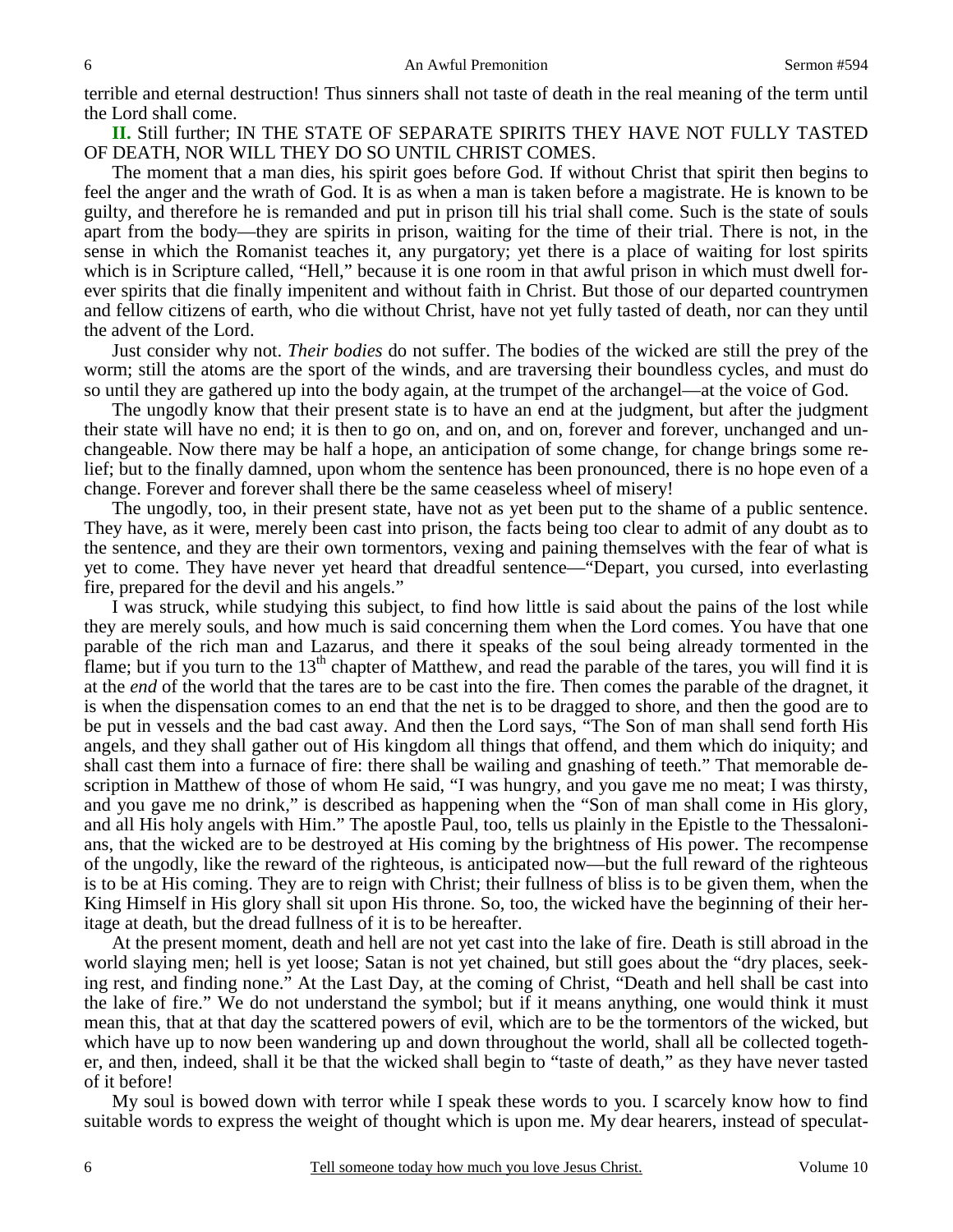terrible and eternal destruction! Thus sinners shall not taste of death in the real meaning of the term until the Lord shall come.

**II.** Still further; IN THE STATE OF SEPARATE SPIRITS THEY HAVE NOT FULLY TASTED OF DEATH, NOR WILL THEY DO SO UNTIL CHRIST COMES.

The moment that a man dies, his spirit goes before God. If without Christ that spirit then begins to feel the anger and the wrath of God. It is as when a man is taken before a magistrate. He is known to be guilty, and therefore he is remanded and put in prison till his trial shall come. Such is the state of souls apart from the body—they are spirits in prison, waiting for the time of their trial. There is not, in the sense in which the Romanist teaches it, any purgatory; yet there is a place of waiting for lost spirits which is in Scripture called, "Hell," because it is one room in that awful prison in which must dwell forever spirits that die finally impenitent and without faith in Christ. But those of our departed countrymen and fellow citizens of earth, who die without Christ, have not yet fully tasted of death, nor can they until the advent of the Lord.

Just consider why not. *Their bodies* do not suffer. The bodies of the wicked are still the prey of the worm; still the atoms are the sport of the winds, and are traversing their boundless cycles, and must do so until they are gathered up into the body again, at the trumpet of the archangel—at the voice of God.

The ungodly know that their present state is to have an end at the judgment, but after the judgment their state will have no end; it is then to go on, and on, and on, forever and forever, unchanged and unchangeable. Now there may be half a hope, an anticipation of some change, for change brings some relief; but to the finally damned, upon whom the sentence has been pronounced, there is no hope even of a change. Forever and forever shall there be the same ceaseless wheel of misery!

The ungodly, too, in their present state, have not as yet been put to the shame of a public sentence. They have, as it were, merely been cast into prison, the facts being too clear to admit of any doubt as to the sentence, and they are their own tormentors, vexing and paining themselves with the fear of what is yet to come. They have never yet heard that dreadful sentence—"Depart, you cursed, into everlasting fire, prepared for the devil and his angels."

I was struck, while studying this subject, to find how little is said about the pains of the lost while they are merely souls, and how much is said concerning them when the Lord comes. You have that one parable of the rich man and Lazarus, and there it speaks of the soul being already tormented in the flame; but if you turn to the 13th chapter of Matthew, and read the parable of the tares, you will find it is at the *end* of the world that the tares are to be cast into the fire. Then comes the parable of the dragnet, it is when the dispensation comes to an end that the net is to be dragged to shore, and then the good are to be put in vessels and the bad cast away. And then the Lord says, "The Son of man shall send forth His angels, and they shall gather out of His kingdom all things that offend, and them which do iniquity; and shall cast them into a furnace of fire: there shall be wailing and gnashing of teeth." That memorable description in Matthew of those of whom He said, "I was hungry, and you gave me no meat; I was thirsty, and you gave me no drink," is described as happening when the "Son of man shall come in His glory, and all His holy angels with Him." The apostle Paul, too, tells us plainly in the Epistle to the Thessalonians, that the wicked are to be destroyed at His coming by the brightness of His power. The recompense of the ungodly, like the reward of the righteous, is anticipated now—but the full reward of the righteous is to be at His coming. They are to reign with Christ; their fullness of bliss is to be given them, when the King Himself in His glory shall sit upon His throne. So, too, the wicked have the beginning of their heritage at death, but the dread fullness of it is to be hereafter.

At the present moment, death and hell are not yet cast into the lake of fire. Death is still abroad in the world slaying men; hell is yet loose; Satan is not yet chained, but still goes about the "dry places, seeking rest, and finding none." At the Last Day, at the coming of Christ, "Death and hell shall be cast into the lake of fire." We do not understand the symbol; but if it means anything, one would think it must mean this, that at that day the scattered powers of evil, which are to be the tormentors of the wicked, but which have up to now been wandering up and down throughout the world, shall all be collected together, and then, indeed, shall it be that the wicked shall begin to "taste of death," as they have never tasted of it before!

My soul is bowed down with terror while I speak these words to you. I scarcely know how to find suitable words to express the weight of thought which is upon me. My dear hearers, instead of speculat-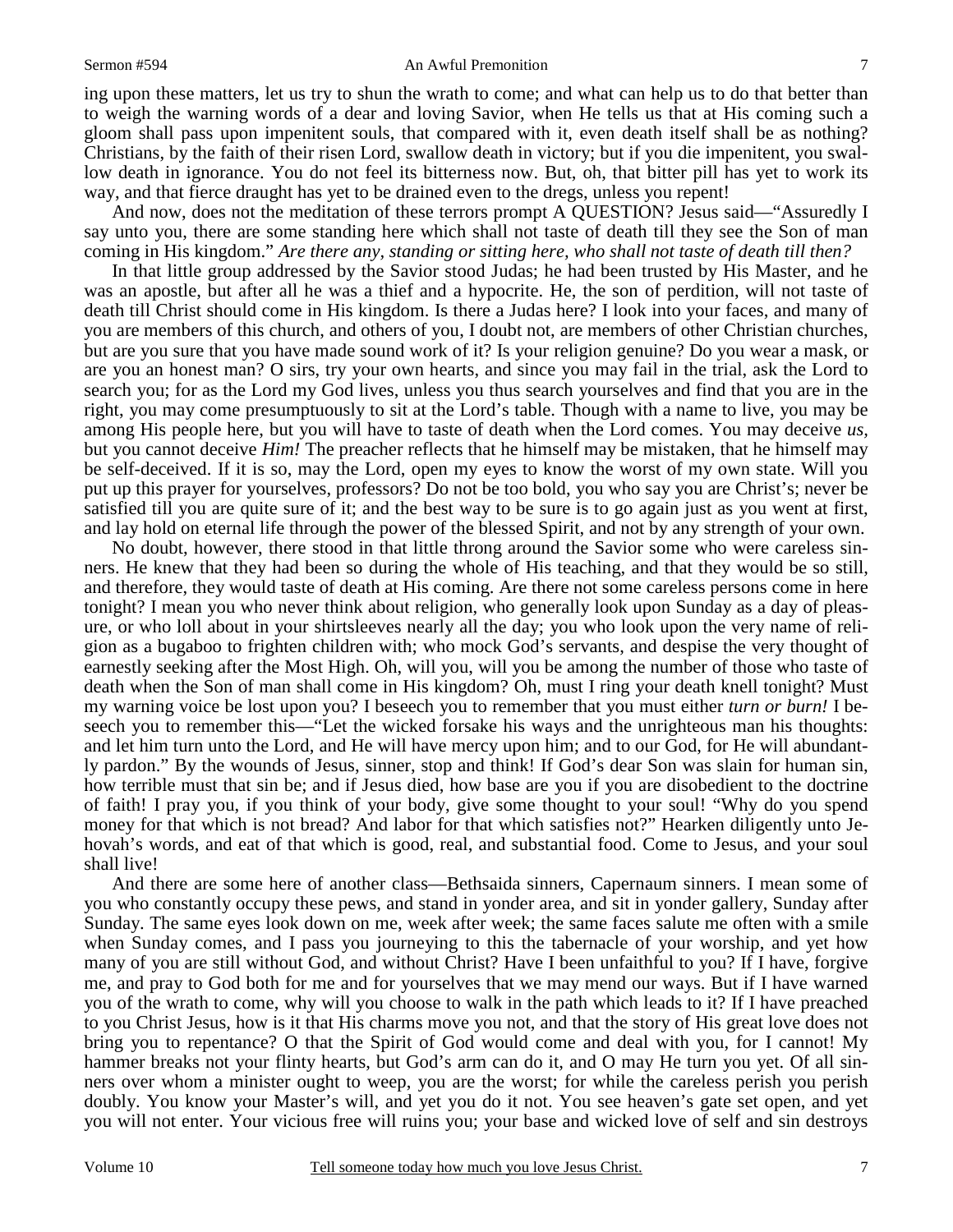ing upon these matters, let us try to shun the wrath to come; and what can help us to do that better than to weigh the warning words of a dear and loving Savior, when He tells us that at His coming such a gloom shall pass upon impenitent souls, that compared with it, even death itself shall be as nothing? Christians, by the faith of their risen Lord, swallow death in victory; but if you die impenitent, you swallow death in ignorance. You do not feel its bitterness now. But, oh, that bitter pill has yet to work its way, and that fierce draught has yet to be drained even to the dregs, unless you repent!

And now, does not the meditation of these terrors prompt A QUESTION? Jesus said—"Assuredly I say unto you, there are some standing here which shall not taste of death till they see the Son of man coming in His kingdom." *Are there any, standing or sitting here, who shall not taste of death till then?*

In that little group addressed by the Savior stood Judas; he had been trusted by His Master, and he was an apostle, but after all he was a thief and a hypocrite. He, the son of perdition, will not taste of death till Christ should come in His kingdom. Is there a Judas here? I look into your faces, and many of you are members of this church, and others of you, I doubt not, are members of other Christian churches, but are you sure that you have made sound work of it? Is your religion genuine? Do you wear a mask, or are you an honest man? O sirs, try your own hearts, and since you may fail in the trial, ask the Lord to search you; for as the Lord my God lives, unless you thus search yourselves and find that you are in the right, you may come presumptuously to sit at the Lord's table. Though with a name to live, you may be among His people here, but you will have to taste of death when the Lord comes. You may deceive *us*, but you cannot deceive *Him!* The preacher reflects that he himself may be mistaken, that he himself may be self-deceived. If it is so, may the Lord, open my eyes to know the worst of my own state. Will you put up this prayer for yourselves, professors? Do not be too bold, you who say you are Christ's; never be satisfied till you are quite sure of it; and the best way to be sure is to go again just as you went at first, and lay hold on eternal life through the power of the blessed Spirit, and not by any strength of your own.

No doubt, however, there stood in that little throng around the Savior some who were careless sinners. He knew that they had been so during the whole of His teaching, and that they would be so still, and therefore, they would taste of death at His coming. Are there not some careless persons come in here tonight? I mean you who never think about religion, who generally look upon Sunday as a day of pleasure, or who loll about in your shirtsleeves nearly all the day; you who look upon the very name of religion as a bugaboo to frighten children with; who mock God's servants, and despise the very thought of earnestly seeking after the Most High. Oh, will you, will you be among the number of those who taste of death when the Son of man shall come in His kingdom? Oh, must I ring your death knell tonight? Must my warning voice be lost upon you? I beseech you to remember that you must either *turn or burn!* I beseech you to remember this—"Let the wicked forsake his ways and the unrighteous man his thoughts: and let him turn unto the Lord, and He will have mercy upon him; and to our God, for He will abundantly pardon." By the wounds of Jesus, sinner, stop and think! If God's dear Son was slain for human sin, how terrible must that sin be; and if Jesus died, how base are you if you are disobedient to the doctrine of faith! I pray you, if you think of your body, give some thought to your soul! "Why do you spend money for that which is not bread? And labor for that which satisfies not?" Hearken diligently unto Jehovah's words, and eat of that which is good, real, and substantial food. Come to Jesus, and your soul shall live!

And there are some here of another class—Bethsaida sinners, Capernaum sinners. I mean some of you who constantly occupy these pews, and stand in yonder area, and sit in yonder gallery, Sunday after Sunday. The same eyes look down on me, week after week; the same faces salute me often with a smile when Sunday comes, and I pass you journeying to this the tabernacle of your worship, and yet how many of you are still without God, and without Christ? Have I been unfaithful to you? If I have, forgive me, and pray to God both for me and for yourselves that we may mend our ways. But if I have warned you of the wrath to come, why will you choose to walk in the path which leads to it? If I have preached to you Christ Jesus, how is it that His charms move you not, and that the story of His great love does not bring you to repentance? O that the Spirit of God would come and deal with you, for I cannot! My hammer breaks not your flinty hearts, but God's arm can do it, and O may He turn you yet. Of all sinners over whom a minister ought to weep, you are the worst; for while the careless perish you perish doubly. You know your Master's will, and yet you do it not. You see heaven's gate set open, and yet you will not enter. Your vicious free will ruins you; your base and wicked love of self and sin destroys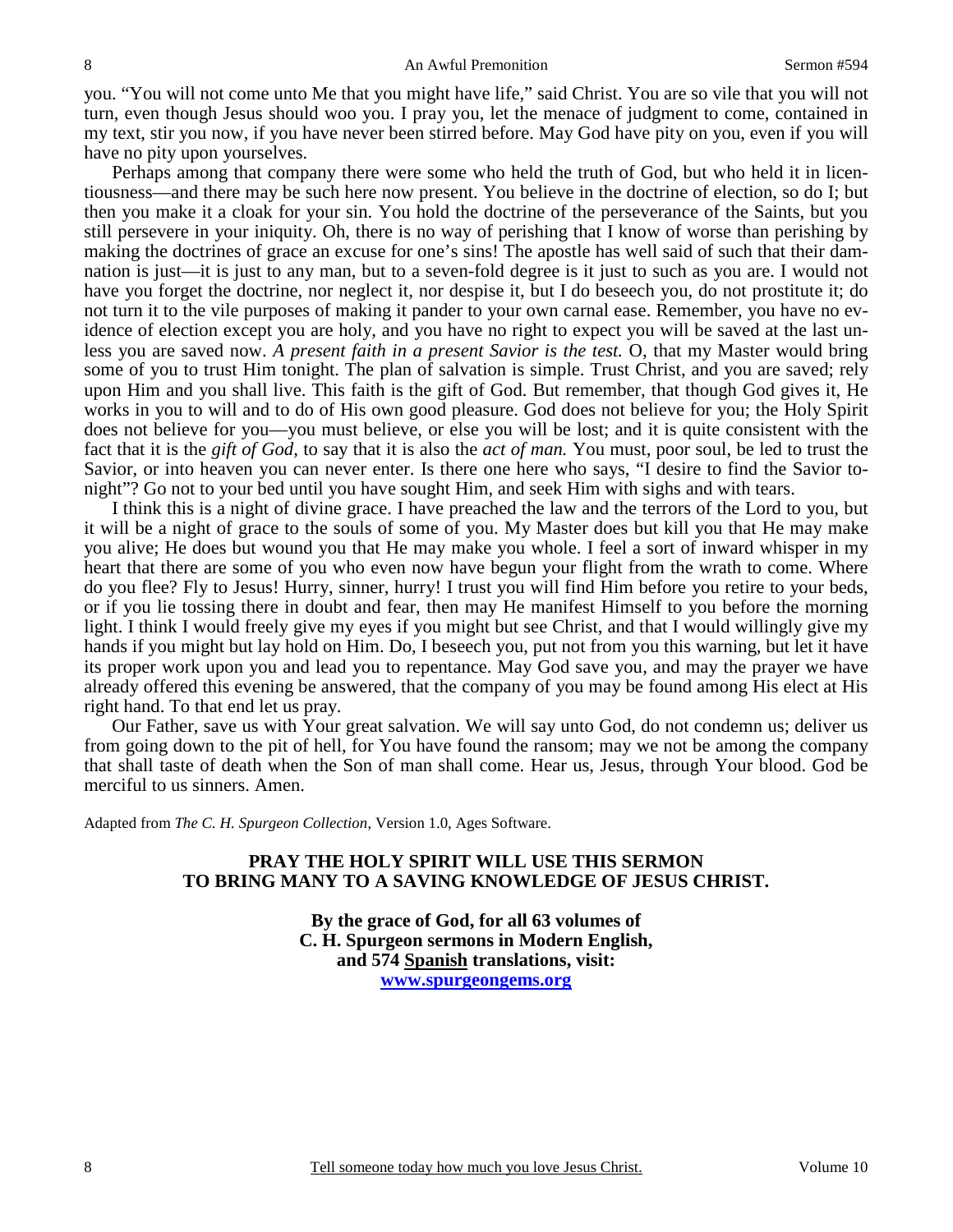you. "You will not come unto Me that you might have life," said Christ. You are so vile that you will not turn, even though Jesus should woo you. I pray you, let the menace of judgment to come, contained in my text, stir you now, if you have never been stirred before. May God have pity on you, even if you will have no pity upon yourselves.

Perhaps among that company there were some who held the truth of God, but who held it in licentiousness—and there may be such here now present. You believe in the doctrine of election, so do I; but then you make it a cloak for your sin. You hold the doctrine of the perseverance of the Saints, but you still persevere in your iniquity. Oh, there is no way of perishing that I know of worse than perishing by making the doctrines of grace an excuse for one's sins! The apostle has well said of such that their damnation is just—it is just to any man, but to a seven-fold degree is it just to such as you are. I would not have you forget the doctrine, nor neglect it, nor despise it, but I do beseech you, do not prostitute it; do not turn it to the vile purposes of making it pander to your own carnal ease. Remember, you have no evidence of election except you are holy, and you have no right to expect you will be saved at the last unless you are saved now. *A present faith in a present Savior is the test.* O, that my Master would bring some of you to trust Him tonight. The plan of salvation is simple. Trust Christ, and you are saved; rely upon Him and you shall live. This faith is the gift of God. But remember, that though God gives it, He works in you to will and to do of His own good pleasure. God does not believe for you; the Holy Spirit does not believe for you—you must believe, or else you will be lost; and it is quite consistent with the fact that it is the *gift of God*, to say that it is also the *act of man.* You must, poor soul, be led to trust the Savior, or into heaven you can never enter. Is there one here who says, "I desire to find the Savior tonight"? Go not to your bed until you have sought Him, and seek Him with sighs and with tears.

I think this is a night of divine grace. I have preached the law and the terrors of the Lord to you, but it will be a night of grace to the souls of some of you. My Master does but kill you that He may make you alive; He does but wound you that He may make you whole. I feel a sort of inward whisper in my heart that there are some of you who even now have begun your flight from the wrath to come. Where do you flee? Fly to Jesus! Hurry, sinner, hurry! I trust you will find Him before you retire to your beds, or if you lie tossing there in doubt and fear, then may He manifest Himself to you before the morning light. I think I would freely give my eyes if you might but see Christ, and that I would willingly give my hands if you might but lay hold on Him. Do, I beseech you, put not from you this warning, but let it have its proper work upon you and lead you to repentance. May God save you, and may the prayer we have already offered this evening be answered, that the company of you may be found among His elect at His right hand. To that end let us pray.

Our Father, save us with Your great salvation. We will say unto God, do not condemn us; deliver us from going down to the pit of hell, for You have found the ransom; may we not be among the company that shall taste of death when the Son of man shall come. Hear us, Jesus, through Your blood. God be merciful to us sinners. Amen.

Adapted from *The C. H. Spurgeon Collection*, Version 1.0, Ages Software.

**PRAY THE HOLY SPIRIT WILL USE THIS SERMON TO BRING MANY TO A SAVING KNOWLEDGE OF JESUS CHRIST.**

**By the grace of God, for all 63 volumes of C. H. Spurgeon sermons in Modern English, and 574 Spanish translations, visit: www.spurgeongems.org**